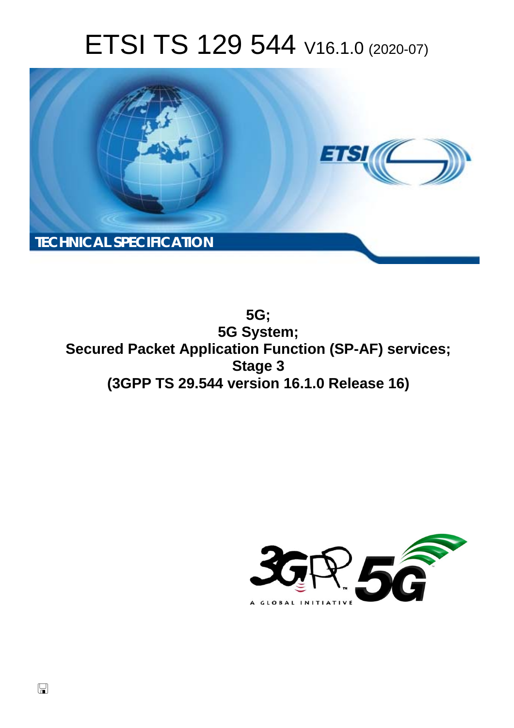# ETSI TS 129 544 V16.1.0 (2020-07)

TECHNICAL SPECIFICATION

**5G;**
**5G System;**
**Secured Packet Application Function (SP-AF) services;**
**Stage 3**
**(3GPP TS 29.544 version 16.1.0 Release 16)**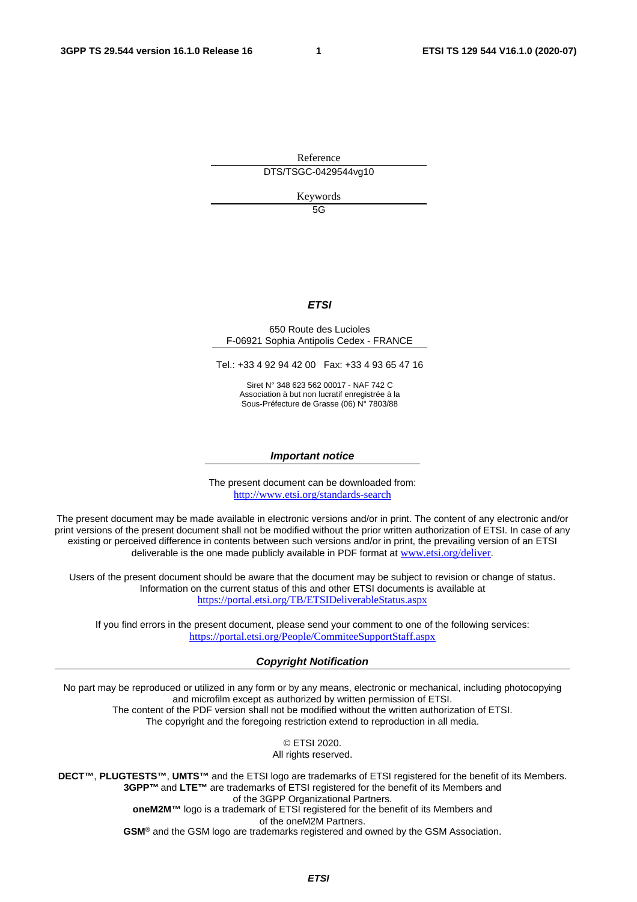Reference

DTS/TSGC-0429544vg10

Keywords

5G

***ETSI***

650 Route des Lucioles
F-06921 Sophia Antipolis Cedex - FRANCE

Tel.: +33 4 92 94 42 00 Fax: +33 4 93 65 47 16

Siret N° 348 623 562 00017 - NAF 742 C
Association à but non lucratif enregistrée à la
Sous-Préfecture de Grasse (06) N° 7803/88

***Important notice***

The present document can be downloaded from:
http://www.etsi.org/standards-search

The present document may be made available in electronic versions and/or in print. The content of any electronic and/or print versions of the present document shall not be modified without the prior written authorization of ETSI. In case of any existing or perceived difference in contents between such versions and/or in print, the prevailing version of an ETSI deliverable is the one made publicly available in PDF format at www.etsi.org/deliver.

Users of the present document should be aware that the document may be subject to revision or change of status. Information on the current status of this and other ETSI documents is available at https://portal.etsi.org/TB/ETSIDeliverableStatus.aspx

If you find errors in the present document, please send your comment to one of the following services:
https://portal.etsi.org/People/CommiteeSupportStaff.aspx

***Copyright Notification***

No part may be reproduced or utilized in any form or by any means, electronic or mechanical, including photocopying and microfilm except as authorized by written permission of ETSI.
The content of the PDF version shall not be modified without the written authorization of ETSI.
The copyright and the foregoing restriction extend to reproduction in all media.

© ETSI 2020.
All rights reserved.

**DECT™**, **PLUGTESTS™**, **UMTS™** and the ETSI logo are trademarks of ETSI registered for the benefit of its Members.
**3GPP™** and **LTE™** are trademarks of ETSI registered for the benefit of its Members and of the 3GPP Organizational Partners.
**oneM2M™** logo is a trademark of ETSI registered for the benefit of its Members and of the oneM2M Partners.
**GSM®** and the GSM logo are trademarks registered and owned by the GSM Association.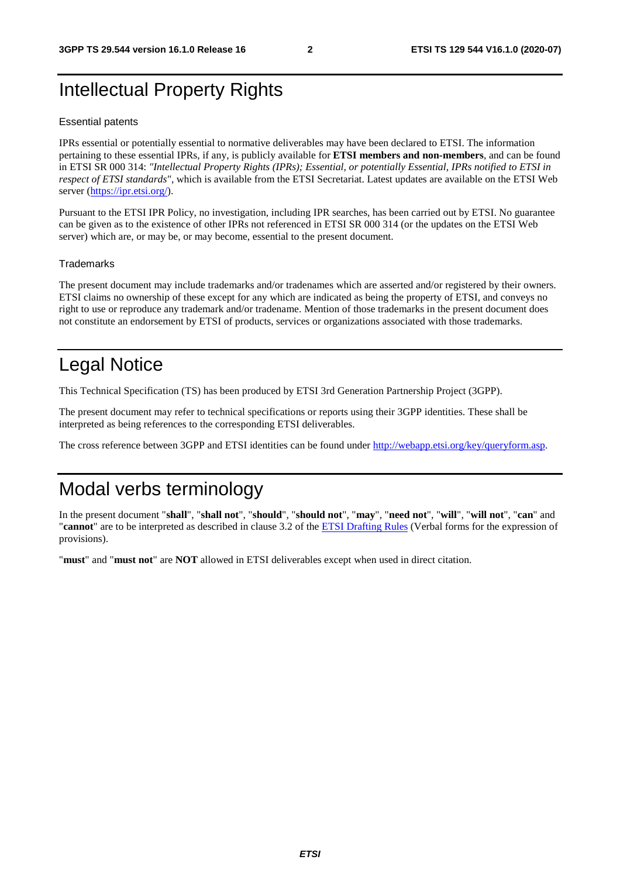# Intellectual Property Rights

Essential patents

IPRs essential or potentially essential to normative deliverables may have been declared to ETSI. The information pertaining to these essential IPRs, if any, is publicly available for **ETSI members and non-members**, and can be found in ETSI SR 000 314: *"Intellectual Property Rights (IPRs); Essential, or potentially Essential, IPRs notified to ETSI in respect of ETSI standards"*, which is available from the ETSI Secretariat. Latest updates are available on the ETSI Web server (https://ipr.etsi.org/).

Pursuant to the ETSI IPR Policy, no investigation, including IPR searches, has been carried out by ETSI. No guarantee can be given as to the existence of other IPRs not referenced in ETSI SR 000 314 (or the updates on the ETSI Web server) which are, or may be, or may become, essential to the present document.

Trademarks

The present document may include trademarks and/or tradenames which are asserted and/or registered by their owners. ETSI claims no ownership of these except for any which are indicated as being the property of ETSI, and conveys no right to use or reproduce any trademark and/or tradename. Mention of those trademarks in the present document does not constitute an endorsement by ETSI of products, services or organizations associated with those trademarks.

# Legal Notice

This Technical Specification (TS) has been produced by ETSI 3rd Generation Partnership Project (3GPP).

The present document may refer to technical specifications or reports using their 3GPP identities. These shall be interpreted as being references to the corresponding ETSI deliverables.

The cross reference between 3GPP and ETSI identities can be found under http://webapp.etsi.org/key/queryform.asp.

# Modal verbs terminology

In the present document "**shall**", "**shall not**", "**should**", "**should not**", "**may**", "**need not**", "**will**", "**will not**", "**can**" and "**cannot**" are to be interpreted as described in clause 3.2 of the ETSI Drafting Rules (Verbal forms for the expression of provisions).

"**must**" and "**must not**" are **NOT** allowed in ETSI deliverables except when used in direct citation.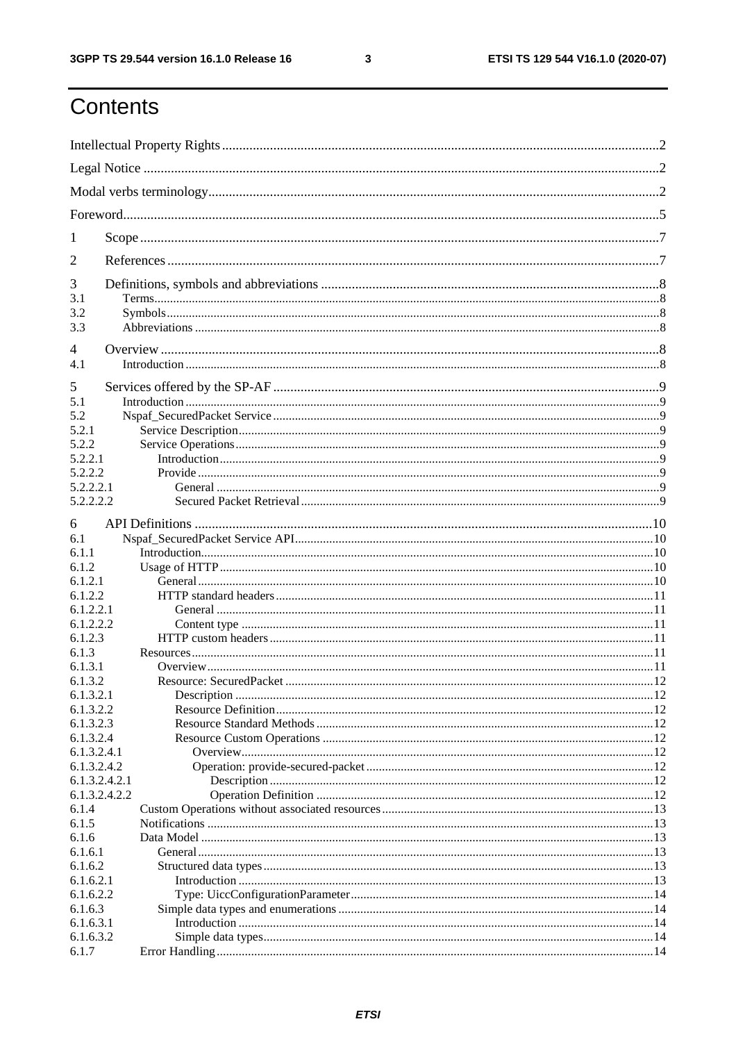# Contents

Intellectual Property Rights ..... 2
Legal Notice ..... 2
Modal verbs terminology ..... 2
Foreword ..... 5
1 Scope ..... 7
2 References ..... 7
3 Definitions, symbols and abbreviations ..... 8
3.1 Terms ..... 8
3.2 Symbols ..... 8
3.3 Abbreviations ..... 8
4 Overview ..... 8
4.1 Introduction ..... 8
5 Services offered by the SP-AF ..... 9
5.1 Introduction ..... 9
5.2 Nspaf_SecuredPacket Service ..... 9
5.2.1 Service Description ..... 9
5.2.2 Service Operations ..... 9
5.2.2.1 Introduction ..... 9
5.2.2.2 Provide ..... 9
5.2.2.2.1 General ..... 9
5.2.2.2.2 Secured Packet Retrieval ..... 9
6 API Definitions ..... 10
6.1 Nspaf_SecuredPacket Service API ..... 10
6.1.1 Introduction ..... 10
6.1.2 Usage of HTTP ..... 10
6.1.2.1 General ..... 10
6.1.2.2 HTTP standard headers ..... 11
6.1.2.2.1 General ..... 11
6.1.2.2.2 Content type ..... 11
6.1.2.3 HTTP custom headers ..... 11
6.1.3 Resources ..... 11
6.1.3.1 Overview ..... 11
6.1.3.2 Resource: SecuredPacket ..... 12
6.1.3.2.1 Description ..... 12
6.1.3.2.2 Resource Definition ..... 12
6.1.3.2.3 Resource Standard Methods ..... 12
6.1.3.2.4 Resource Custom Operations ..... 12
6.1.3.2.4.1 Overview ..... 12
6.1.3.2.4.2 Operation: provide-secured-packet ..... 12
6.1.3.2.4.2.1 Description ..... 12
6.1.3.2.4.2.2 Operation Definition ..... 12
6.1.4 Custom Operations without associated resources ..... 13
6.1.5 Notifications ..... 13
6.1.6 Data Model ..... 13
6.1.6.1 General ..... 13
6.1.6.2 Structured data types ..... 13
6.1.6.2.1 Introduction ..... 13
6.1.6.2.2 Type: UiccConfigurationParameter ..... 14
6.1.6.3 Simple data types and enumerations ..... 14
6.1.6.3.1 Introduction ..... 14
6.1.6.3.2 Simple data types ..... 14
6.1.7 Error Handling ..... 14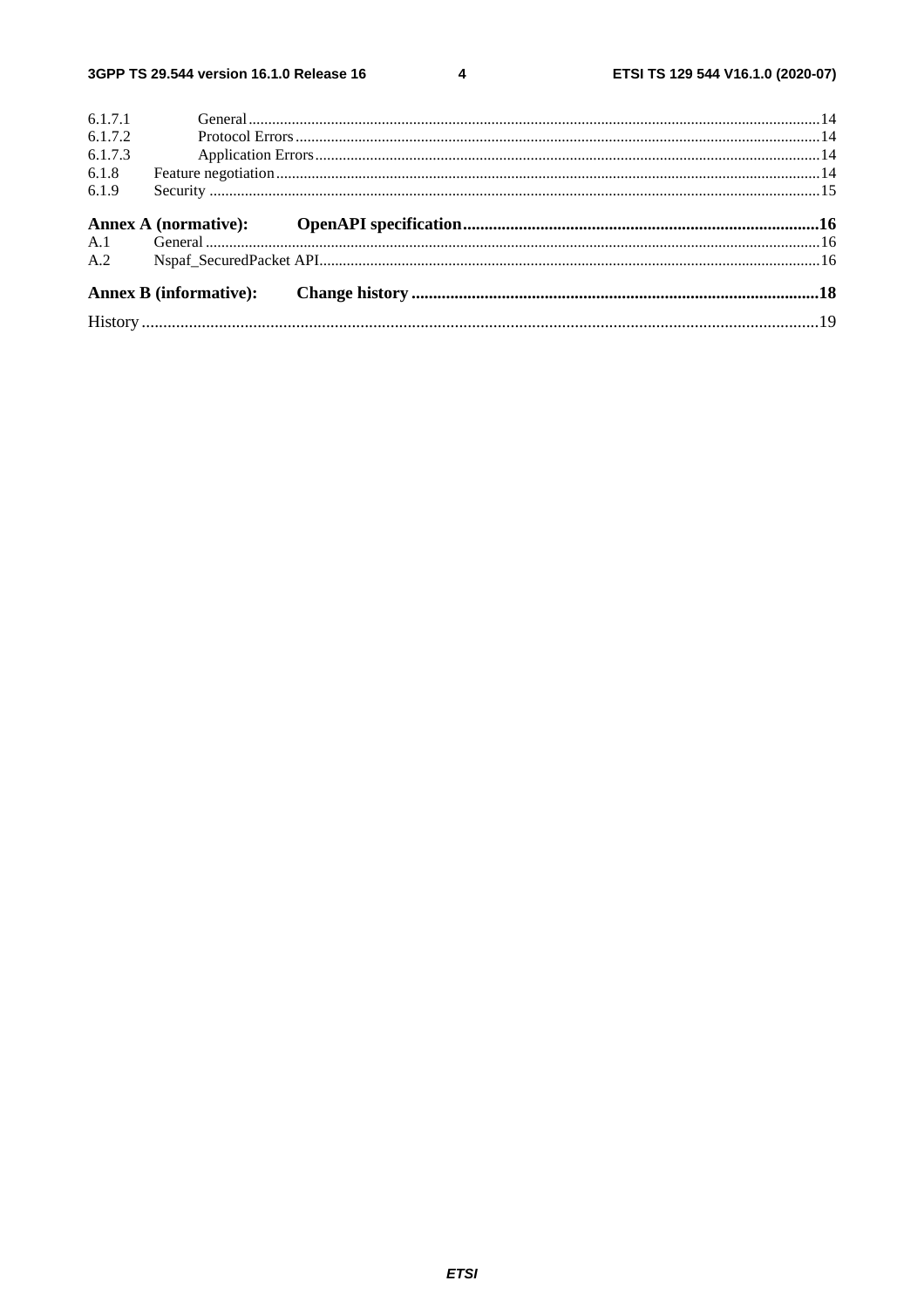6.1.7.1 General ..........14
6.1.7.2 Protocol Errors ..........14
6.1.7.3 Application Errors ..........14
6.1.8 Feature negotiation ..........14
6.1.9 Security ..........15

**Annex A (normative): OpenAPI specification ..........16**

A.1 General ..........16
A.2 Nspaf_SecuredPacket API ..........16

**Annex B (informative): Change history ..........18**

History ..........19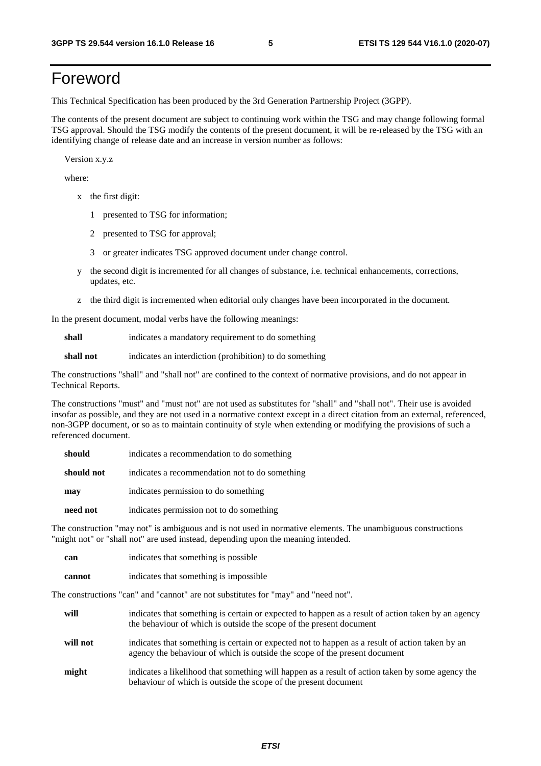# Foreword

This Technical Specification has been produced by the 3rd Generation Partnership Project (3GPP).

The contents of the present document are subject to continuing work within the TSG and may change following formal TSG approval. Should the TSG modify the contents of the present document, it will be re-released by the TSG with an identifying change of release date and an increase in version number as follows:

Version x.y.z

where:

- x the first digit:
  - 1 presented to TSG for information;
  - 2 presented to TSG for approval;
  - 3 or greater indicates TSG approved document under change control.
- y the second digit is incremented for all changes of substance, i.e. technical enhancements, corrections, updates, etc.
- z the third digit is incremented when editorial only changes have been incorporated in the document.

In the present document, modal verbs have the following meanings:

**shall** indicates a mandatory requirement to do something

**shall not** indicates an interdiction (prohibition) to do something

The constructions "shall" and "shall not" are confined to the context of normative provisions, and do not appear in Technical Reports.

The constructions "must" and "must not" are not used as substitutes for "shall" and "shall not". Their use is avoided insofar as possible, and they are not used in a normative context except in a direct citation from an external, referenced, non-3GPP document, or so as to maintain continuity of style when extending or modifying the provisions of such a referenced document.

**should** indicates a recommendation to do something

**should not** indicates a recommendation not to do something

**may** indicates permission to do something

**need not** indicates permission not to do something

The construction "may not" is ambiguous and is not used in normative elements. The unambiguous constructions "might not" or "shall not" are used instead, depending upon the meaning intended.

**can** indicates that something is possible

**cannot** indicates that something is impossible

The constructions "can" and "cannot" are not substitutes for "may" and "need not".

**will** indicates that something is certain or expected to happen as a result of action taken by an agency the behaviour of which is outside the scope of the present document

**will not** indicates that something is certain or expected not to happen as a result of action taken by an agency the behaviour of which is outside the scope of the present document

**might** indicates a likelihood that something will happen as a result of action taken by some agency the behaviour of which is outside the scope of the present document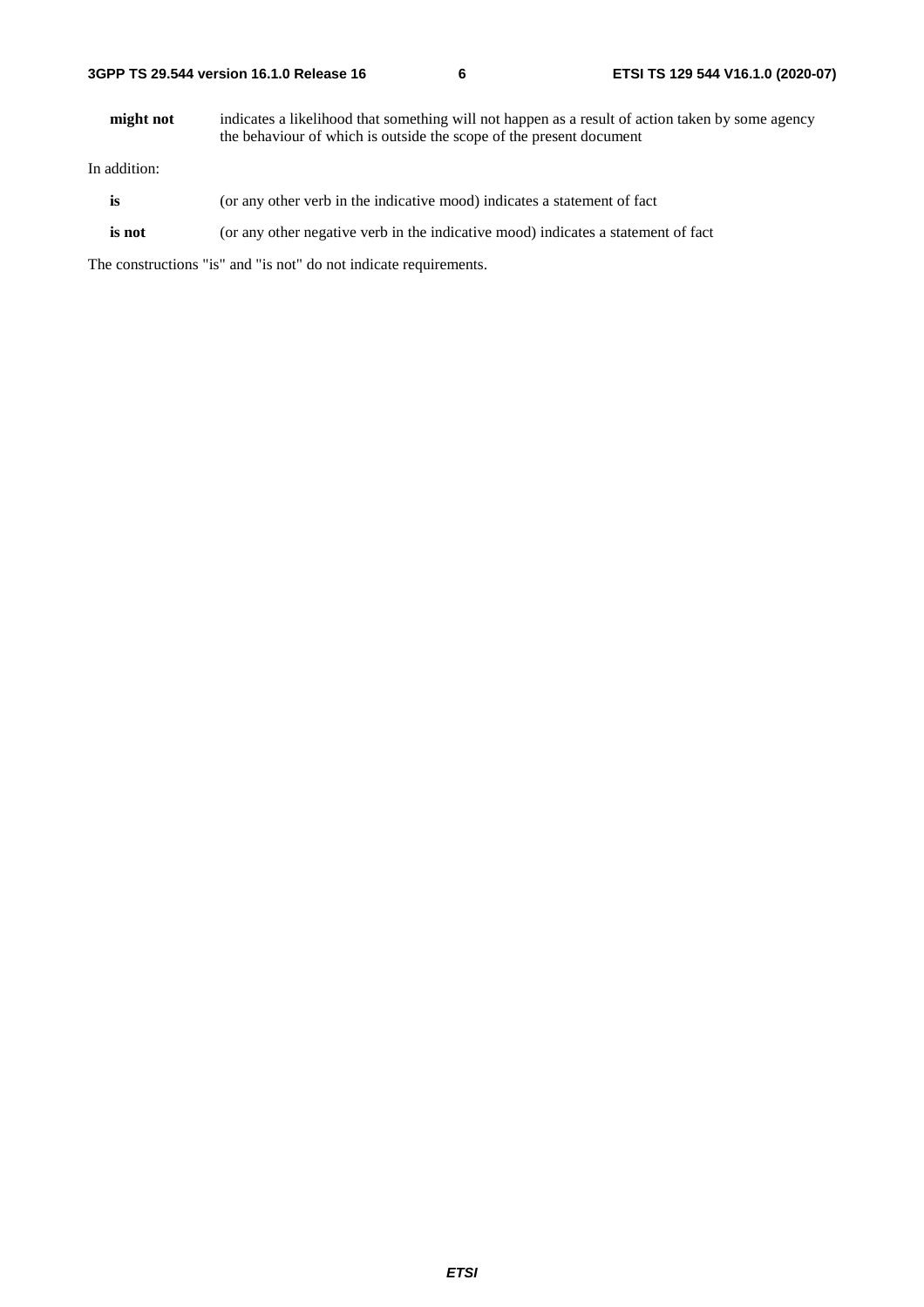**might not** indicates a likelihood that something will not happen as a result of action taken by some agency the behaviour of which is outside the scope of the present document

In addition:

**is** (or any other verb in the indicative mood) indicates a statement of fact

**is not** (or any other negative verb in the indicative mood) indicates a statement of fact

The constructions "is" and "is not" do not indicate requirements.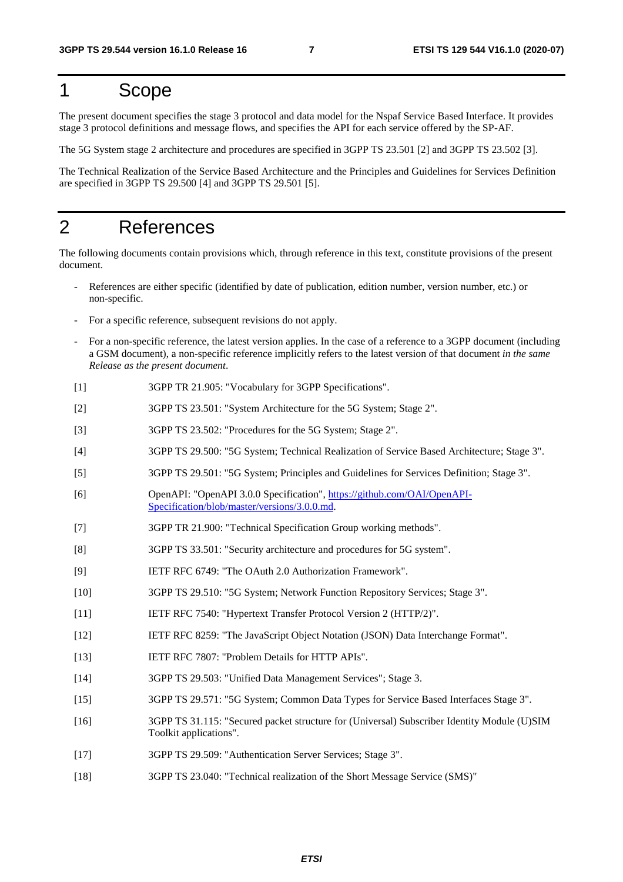# 1 Scope

The present document specifies the stage 3 protocol and data model for the Nspaf Service Based Interface. It provides stage 3 protocol definitions and message flows, and specifies the API for each service offered by the SP-AF.

The 5G System stage 2 architecture and procedures are specified in 3GPP TS 23.501 [2] and 3GPP TS 23.502 [3].

The Technical Realization of the Service Based Architecture and the Principles and Guidelines for Services Definition are specified in 3GPP TS 29.500 [4] and 3GPP TS 29.501 [5].

# 2 References

The following documents contain provisions which, through reference in this text, constitute provisions of the present document.

- References are either specific (identified by date of publication, edition number, version number, etc.) or non-specific.
- For a specific reference, subsequent revisions do not apply.
- For a non-specific reference, the latest version applies. In the case of a reference to a 3GPP document (including a GSM document), a non-specific reference implicitly refers to the latest version of that document *in the same Release as the present document*.

[1] 3GPP TR 21.905: "Vocabulary for 3GPP Specifications".

[2] 3GPP TS 23.501: "System Architecture for the 5G System; Stage 2".

[3] 3GPP TS 23.502: "Procedures for the 5G System; Stage 2".

[4] 3GPP TS 29.500: "5G System; Technical Realization of Service Based Architecture; Stage 3".

[5] 3GPP TS 29.501: "5G System; Principles and Guidelines for Services Definition; Stage 3".

[6] OpenAPI: "OpenAPI 3.0.0 Specification", https://github.com/OAI/OpenAPI-Specification/blob/master/versions/3.0.0.md.

[7] 3GPP TR 21.900: "Technical Specification Group working methods".

[8] 3GPP TS 33.501: "Security architecture and procedures for 5G system".

[9] IETF RFC 6749: "The OAuth 2.0 Authorization Framework".

[10] 3GPP TS 29.510: "5G System; Network Function Repository Services; Stage 3".

[11] IETF RFC 7540: "Hypertext Transfer Protocol Version 2 (HTTP/2)".

[12] IETF RFC 8259: "The JavaScript Object Notation (JSON) Data Interchange Format".

[13] IETF RFC 7807: "Problem Details for HTTP APIs".

[14] 3GPP TS 29.503: "Unified Data Management Services"; Stage 3.

[15] 3GPP TS 29.571: "5G System; Common Data Types for Service Based Interfaces Stage 3".

[16] 3GPP TS 31.115: "Secured packet structure for (Universal) Subscriber Identity Module (U)SIM Toolkit applications".

[17] 3GPP TS 29.509: "Authentication Server Services; Stage 3".

[18] 3GPP TS 23.040: "Technical realization of the Short Message Service (SMS)"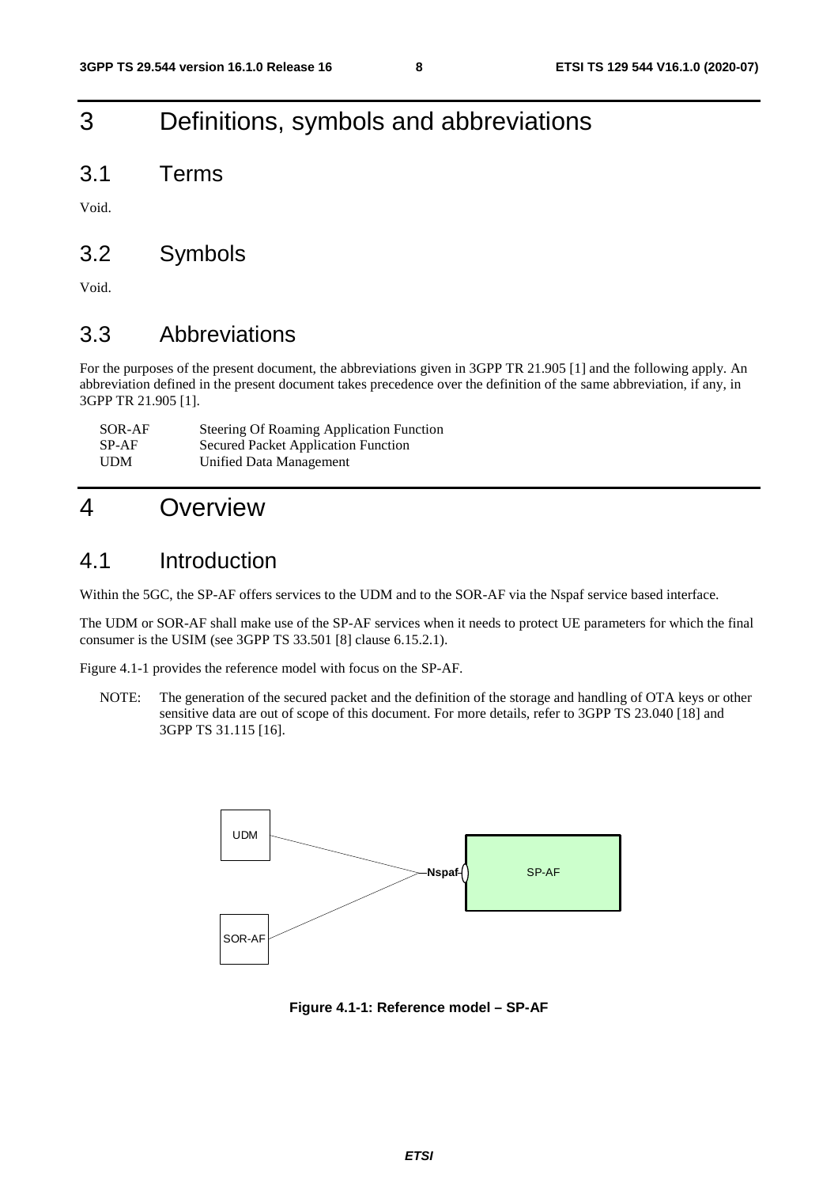# 3 Definitions, symbols and abbreviations

## 3.1 Terms

Void.

## 3.2 Symbols

Void.

## 3.3 Abbreviations

For the purposes of the present document, the abbreviations given in 3GPP TR 21.905 [1] and the following apply. An abbreviation defined in the present document takes precedence over the definition of the same abbreviation, if any, in 3GPP TR 21.905 [1].

| | |
|---|---|
| SOR-AF | Steering Of Roaming Application Function |
| SP-AF | Secured Packet Application Function |
| UDM | Unified Data Management |

# 4 Overview

## 4.1 Introduction

Within the 5GC, the SP-AF offers services to the UDM and to the SOR-AF via the Nspaf service based interface.

The UDM or SOR-AF shall make use of the SP-AF services when it needs to protect UE parameters for which the final consumer is the USIM (see 3GPP TS 33.501 [8] clause 6.15.2.1).

Figure 4.1-1 provides the reference model with focus on the SP-AF.

NOTE: The generation of the secured packet and the definition of the storage and handling of OTA keys or other sensitive data are out of scope of this document. For more details, refer to 3GPP TS 23.040 [18] and 3GPP TS 31.115 [16].

UDM

SOR-AF

Nspaf

SP-AF

**Figure 4.1-1: Reference model – SP-AF**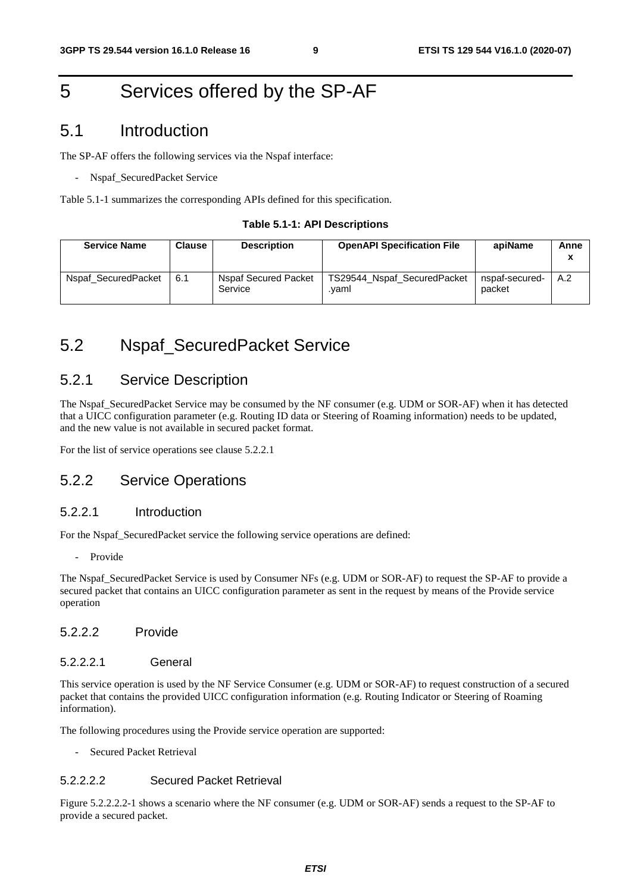# 5 Services offered by the SP-AF

## 5.1 Introduction

The SP-AF offers the following services via the Nspaf interface:

- Nspaf_SecuredPacket Service

Table 5.1-1 summarizes the corresponding APIs defined for this specification.

**Table 5.1-1: API Descriptions**

| Service Name | Clause | Description | OpenAPI Specification File | apiName | Annex |
|---|---|---|---|---|---|
| Nspaf_SecuredPacket | 6.1 | Nspaf Secured Packet Service | TS29544_Nspaf_SecuredPacket.yaml | nspaf-secured-packet | A.2 |

## 5.2 Nspaf_SecuredPacket Service

### 5.2.1 Service Description

The Nspaf_SecuredPacket Service may be consumed by the NF consumer (e.g. UDM or SOR-AF) when it has detected that a UICC configuration parameter (e.g. Routing ID data or Steering of Roaming information) needs to be updated, and the new value is not available in secured packet format.

For the list of service operations see clause 5.2.2.1

### 5.2.2 Service Operations

#### 5.2.2.1 Introduction

For the Nspaf_SecuredPacket service the following service operations are defined:

- Provide

The Nspaf_SecuredPacket Service is used by Consumer NFs (e.g. UDM or SOR-AF) to request the SP-AF to provide a secured packet that contains an UICC configuration parameter as sent in the request by means of the Provide service operation

#### 5.2.2.2 Provide

##### 5.2.2.2.1 General

This service operation is used by the NF Service Consumer (e.g. UDM or SOR-AF) to request construction of a secured packet that contains the provided UICC configuration information (e.g. Routing Indicator or Steering of Roaming information).

The following procedures using the Provide service operation are supported:

- Secured Packet Retrieval

##### 5.2.2.2.2 Secured Packet Retrieval

Figure 5.2.2.2.2-1 shows a scenario where the NF consumer (e.g. UDM or SOR-AF) sends a request to the SP-AF to provide a secured packet.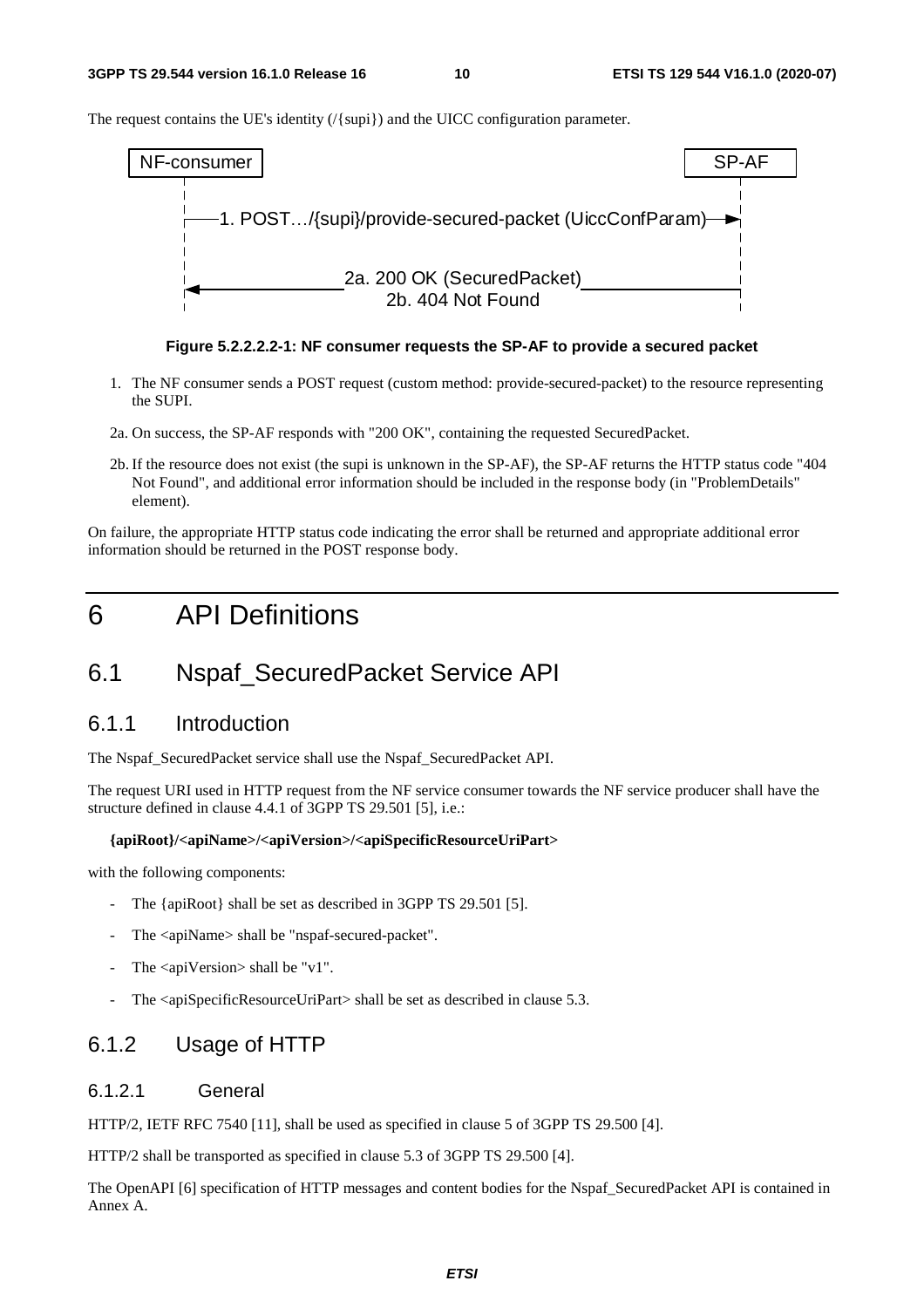The request contains the UE's identity (/{supi}) and the UICC configuration parameter.

```
NF-consumer                                                    SP-AF
     |                                                           |
     |--1. POST.../{supi}/provide-secured-packet (UiccConfParam)-->|
     |                                                           |
     |<-----------------2a. 200 OK (SecuredPacket)---------------|
     |                   2b. 404 Not Found                       |
```

**Figure 5.2.2.2.2-1: NF consumer requests the SP-AF to provide a secured packet**

1. The NF consumer sends a POST request (custom method: provide-secured-packet) to the resource representing the SUPI.

2a. On success, the SP-AF responds with "200 OK", containing the requested SecuredPacket.

2b. If the resource does not exist (the supi is unknown in the SP-AF), the SP-AF returns the HTTP status code "404 Not Found", and additional error information should be included in the response body (in "ProblemDetails" element).

On failure, the appropriate HTTP status code indicating the error shall be returned and appropriate additional error information should be returned in the POST response body.

# 6 API Definitions

## 6.1 Nspaf_SecuredPacket Service API

### 6.1.1 Introduction

The Nspaf_SecuredPacket service shall use the Nspaf_SecuredPacket API.

The request URI used in HTTP request from the NF service consumer towards the NF service producer shall have the structure defined in clause 4.4.1 of 3GPP TS 29.501 [5], i.e.:

**{apiRoot}/<apiName>/<apiVersion>/<apiSpecificResourceUriPart>**

with the following components:

- The {apiRoot} shall be set as described in 3GPP TS 29.501 [5].
- The <apiName> shall be "nspaf-secured-packet".
- The <apiVersion> shall be "v1".
- The <apiSpecificResourceUriPart> shall be set as described in clause 5.3.

### 6.1.2 Usage of HTTP

#### 6.1.2.1 General

HTTP/2, IETF RFC 7540 [11], shall be used as specified in clause 5 of 3GPP TS 29.500 [4].

HTTP/2 shall be transported as specified in clause 5.3 of 3GPP TS 29.500 [4].

The OpenAPI [6] specification of HTTP messages and content bodies for the Nspaf_SecuredPacket API is contained in Annex A.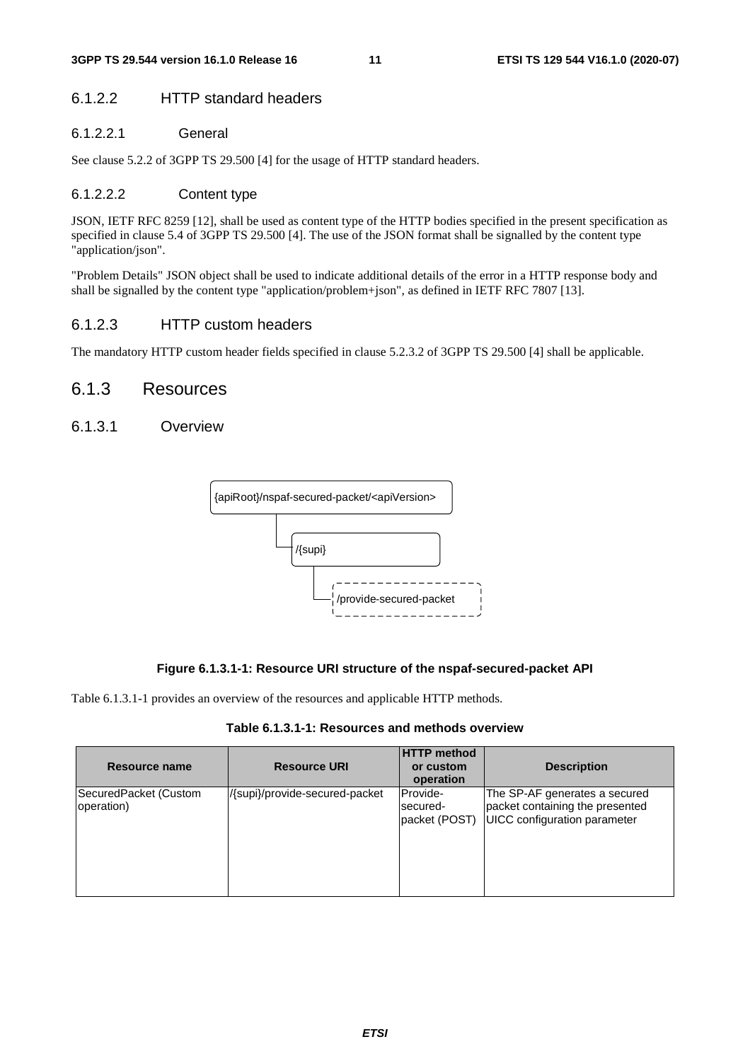#### 6.1.2.2 HTTP standard headers

##### 6.1.2.2.1 General

See clause 5.2.2 of 3GPP TS 29.500 [4] for the usage of HTTP standard headers.

##### 6.1.2.2.2 Content type

JSON, IETF RFC 8259 [12], shall be used as content type of the HTTP bodies specified in the present specification as specified in clause 5.4 of 3GPP TS 29.500 [4]. The use of the JSON format shall be signalled by the content type "application/json".

"Problem Details" JSON object shall be used to indicate additional details of the error in a HTTP response body and shall be signalled by the content type "application/problem+json", as defined in IETF RFC 7807 [13].

#### 6.1.2.3 HTTP custom headers

The mandatory HTTP custom header fields specified in clause 5.2.3.2 of 3GPP TS 29.500 [4] shall be applicable.

### 6.1.3 Resources

#### 6.1.3.1 Overview

```
{apiRoot}/nspaf-secured-packet/<apiVersion>
    └── /{supi}
          └── /provide-secured-packet
```

**Figure 6.1.3.1-1: Resource URI structure of the nspaf-secured-packet API**

Table 6.1.3.1-1 provides an overview of the resources and applicable HTTP methods.

**Table 6.1.3.1-1: Resources and methods overview**

| Resource name | Resource URI | HTTP method or custom operation | Description |
|---|---|---|---|
| SecuredPacket (Custom operation) | /{supi}/provide-secured-packet | Provide-secured-packet (POST) | The SP-AF generates a secured packet containing the presented UICC configuration parameter |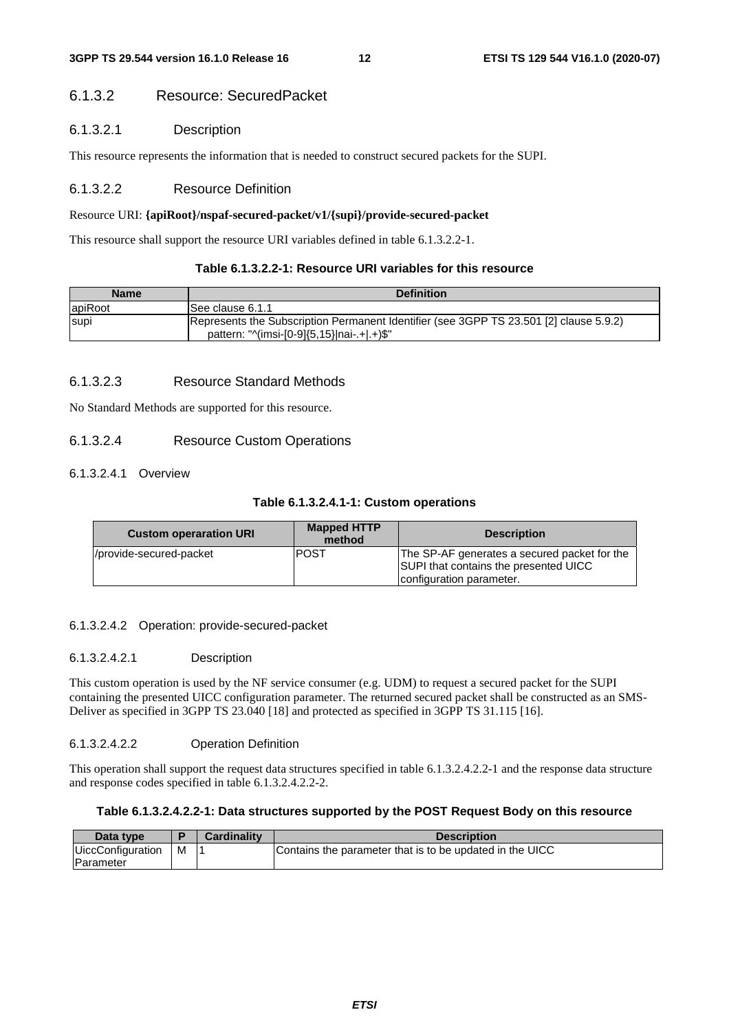### 6.1.3.2 Resource: SecuredPacket

#### 6.1.3.2.1 Description

This resource represents the information that is needed to construct secured packets for the SUPI.

#### 6.1.3.2.2 Resource Definition

Resource URI: **{apiRoot}/nspaf-secured-packet/v1/{supi}/provide-secured-packet**

This resource shall support the resource URI variables defined in table 6.1.3.2.2-1.

**Table 6.1.3.2.2-1: Resource URI variables for this resource**

| Name | Definition |
| --- | --- |
| apiRoot | See clause 6.1.1 |
| supi | Represents the Subscription Permanent Identifier (see 3GPP TS 23.501 [2] clause 5.9.2)<br>pattern: "^(imsi-[0-9]{5,15}\|nai-.+\|.+)$" |

#### 6.1.3.2.3 Resource Standard Methods

No Standard Methods are supported for this resource.

#### 6.1.3.2.4 Resource Custom Operations

##### 6.1.3.2.4.1 Overview

**Table 6.1.3.2.4.1-1: Custom operations**

| Custom operaration URI | Mapped HTTP method | Description |
| --- | --- | --- |
| /provide-secured-packet | POST | The SP-AF generates a secured packet for the SUPI that contains the presented UICC configuration parameter. |

##### 6.1.3.2.4.2 Operation: provide-secured-packet

###### 6.1.3.2.4.2.1 Description

This custom operation is used by the NF service consumer (e.g. UDM) to request a secured packet for the SUPI containing the presented UICC configuration parameter. The returned secured packet shall be constructed as an SMS-Deliver as specified in 3GPP TS 23.040 [18] and protected as specified in 3GPP TS 31.115 [16].

###### 6.1.3.2.4.2.2 Operation Definition

This operation shall support the request data structures specified in table 6.1.3.2.4.2.2-1 and the response data structure and response codes specified in table 6.1.3.2.4.2.2-2.

**Table 6.1.3.2.4.2.2-1: Data structures supported by the POST Request Body on this resource**

| Data type | P | Cardinality | Description |
| --- | --- | --- | --- |
| UiccConfiguration Parameter | M | 1 | Contains the parameter that is to be updated in the UICC |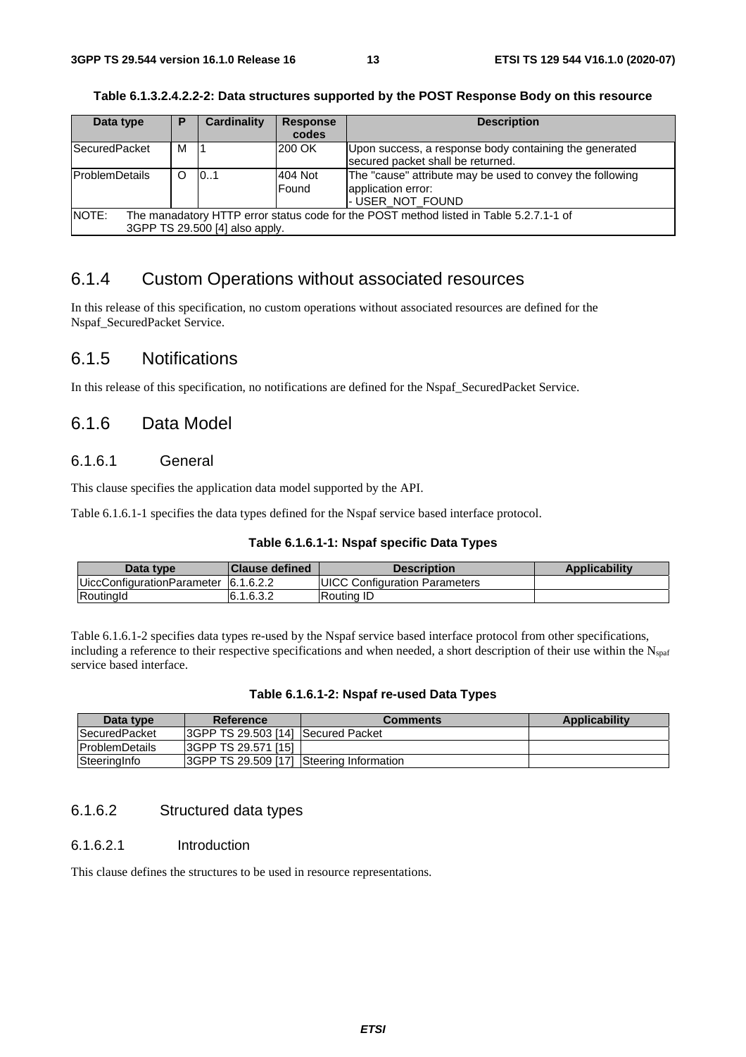**Table 6.1.3.2.4.2.2-2: Data structures supported by the POST Response Body on this resource**

| Data type | P | Cardinality | Response codes | Description |
|---|---|---|---|---|
| SecuredPacket | M | 1 | 200 OK | Upon success, a response body containing the generated secured packet shall be returned. |
| ProblemDetails | O | 0..1 | 404 Not Found | The "cause" attribute may be used to convey the following application error:<br>- USER_NOT_FOUND |
| NOTE: The manadatory HTTP error status code for the POST method listed in Table 5.2.7.1-1 of 3GPP TS 29.500 [4] also apply. | | | | |

## 6.1.4 Custom Operations without associated resources

In this release of this specification, no custom operations without associated resources are defined for the Nspaf_SecuredPacket Service.

## 6.1.5 Notifications

In this release of this specification, no notifications are defined for the Nspaf_SecuredPacket Service.

## 6.1.6 Data Model

### 6.1.6.1 General

This clause specifies the application data model supported by the API.

Table 6.1.6.1-1 specifies the data types defined for the Nspaf service based interface protocol.

**Table 6.1.6.1-1: Nspaf specific Data Types**

| Data type | Clause defined | Description | Applicability |
|---|---|---|---|
| UiccConfigurationParameter | 6.1.6.2.2 | UICC Configuration Parameters | |
| RoutingId | 6.1.6.3.2 | Routing ID | |

Table 6.1.6.1-2 specifies data types re-used by the Nspaf service based interface protocol from other specifications, including a reference to their respective specifications and when needed, a short description of their use within the $N_{spaf}$ service based interface.

**Table 6.1.6.1-2: Nspaf re-used Data Types**

| Data type | Reference | Comments | Applicability |
|---|---|---|---|
| SecuredPacket | 3GPP TS 29.503 [14] | Secured Packet | |
| ProblemDetails | 3GPP TS 29.571 [15] | | |
| SteeringInfo | 3GPP TS 29.509 [17] | Steering Information | |

### 6.1.6.2 Structured data types

#### 6.1.6.2.1 Introduction

This clause defines the structures to be used in resource representations.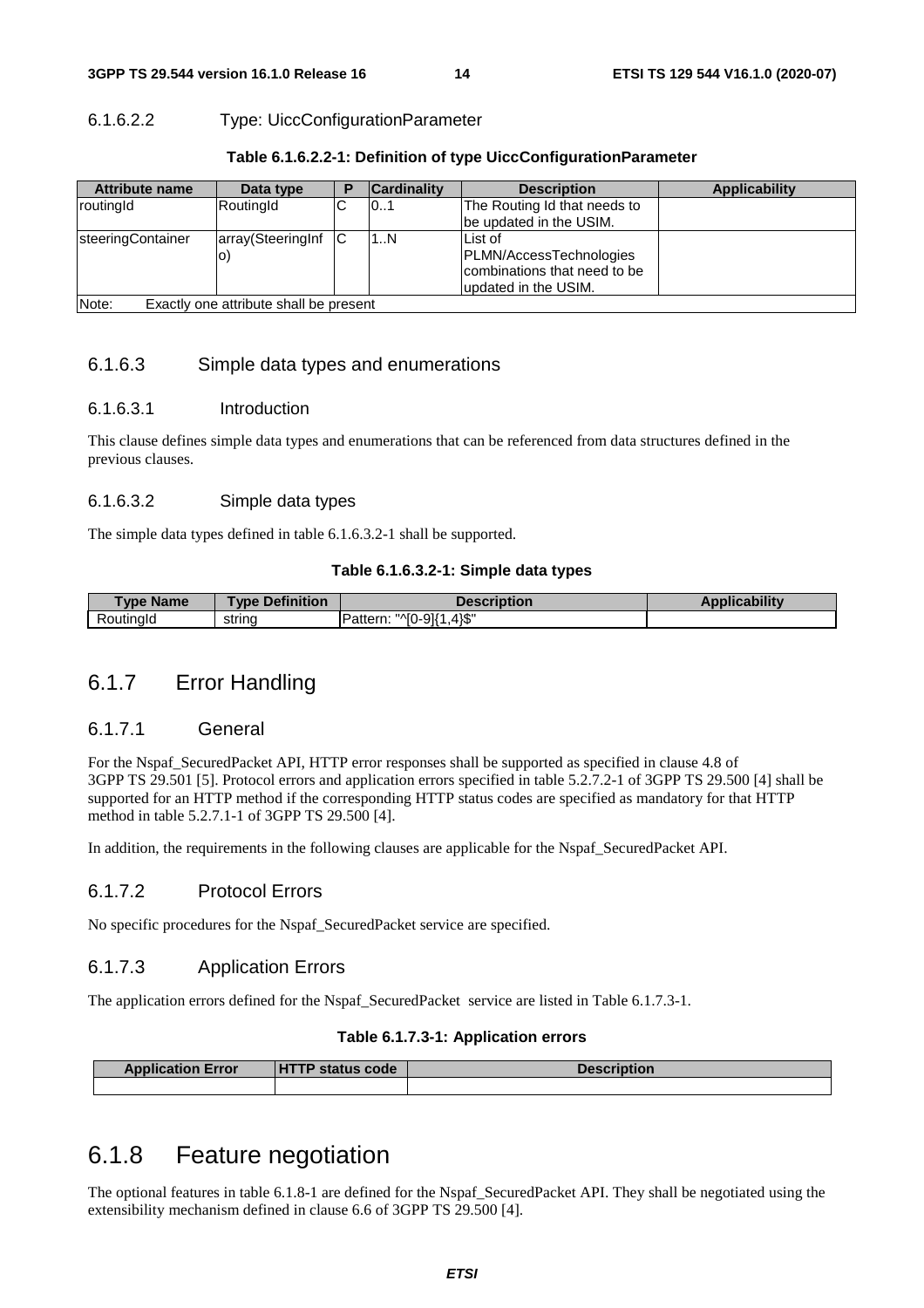#### 6.1.6.2.2 Type: UiccConfigurationParameter

**Table 6.1.6.2.2-1: Definition of type UiccConfigurationParameter**

| Attribute name | Data type | P | Cardinality | Description | Applicability |
|---|---|---|---|---|---|
| routingId | RoutingId | C | 0..1 | The Routing Id that needs to be updated in the USIM. | |
| steeringContainer | array(SteeringInfo) | C | 1..N | List of PLMN/AccessTechnologies combinations that need to be updated in the USIM. | |
| Note: Exactly one attribute shall be present | | | | | |

### 6.1.6.3 Simple data types and enumerations

#### 6.1.6.3.1 Introduction

This clause defines simple data types and enumerations that can be referenced from data structures defined in the previous clauses.

#### 6.1.6.3.2 Simple data types

The simple data types defined in table 6.1.6.3.2-1 shall be supported.

**Table 6.1.6.3.2-1: Simple data types**

| Type Name | Type Definition | Description | Applicability |
|---|---|---|---|
| RoutingId | string | Pattern: "^[0-9]{1,4}$" | |

## 6.1.7 Error Handling

### 6.1.7.1 General

For the Nspaf_SecuredPacket API, HTTP error responses shall be supported as specified in clause 4.8 of 3GPP TS 29.501 [5]. Protocol errors and application errors specified in table 5.2.7.2-1 of 3GPP TS 29.500 [4] shall be supported for an HTTP method if the corresponding HTTP status codes are specified as mandatory for that HTTP method in table 5.2.7.1-1 of 3GPP TS 29.500 [4].

In addition, the requirements in the following clauses are applicable for the Nspaf_SecuredPacket API.

### 6.1.7.2 Protocol Errors

No specific procedures for the Nspaf_SecuredPacket service are specified.

### 6.1.7.3 Application Errors

The application errors defined for the Nspaf_SecuredPacket service are listed in Table 6.1.7.3-1.

**Table 6.1.7.3-1: Application errors**

| Application Error | HTTP status code | Description |
|---|---|---|
| | | |

## 6.1.8 Feature negotiation

The optional features in table 6.1.8-1 are defined for the Nspaf_SecuredPacket API. They shall be negotiated using the extensibility mechanism defined in clause 6.6 of 3GPP TS 29.500 [4].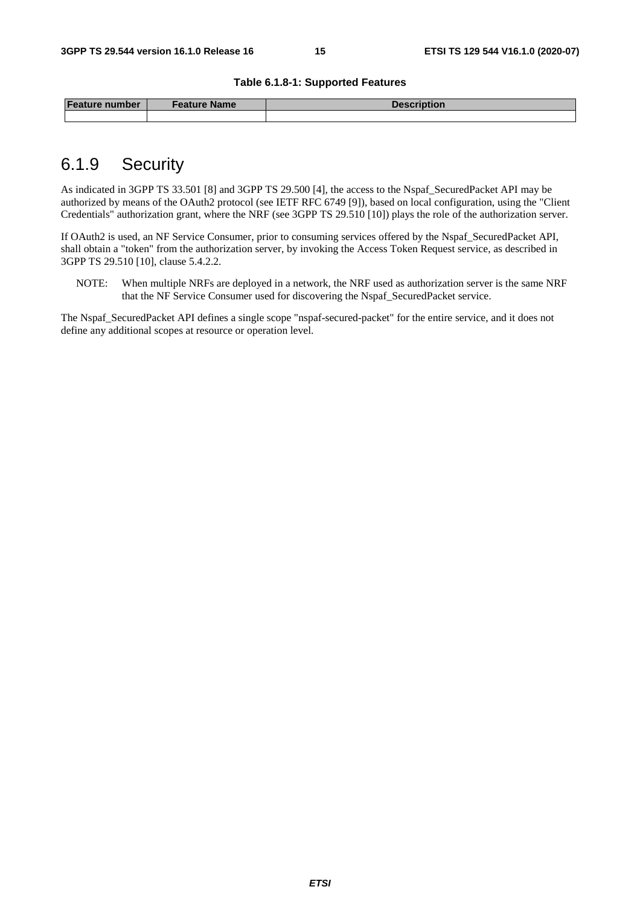**Table 6.1.8-1: Supported Features**

| Feature number | Feature Name | Description |
|---|---|---|
| | | |

## 6.1.9 Security

As indicated in 3GPP TS 33.501 [8] and 3GPP TS 29.500 [4], the access to the Nspaf_SecuredPacket API may be authorized by means of the OAuth2 protocol (see IETF RFC 6749 [9]), based on local configuration, using the "Client Credentials" authorization grant, where the NRF (see 3GPP TS 29.510 [10]) plays the role of the authorization server.

If OAuth2 is used, an NF Service Consumer, prior to consuming services offered by the Nspaf_SecuredPacket API, shall obtain a "token" from the authorization server, by invoking the Access Token Request service, as described in 3GPP TS 29.510 [10], clause 5.4.2.2.

NOTE: When multiple NRFs are deployed in a network, the NRF used as authorization server is the same NRF that the NF Service Consumer used for discovering the Nspaf_SecuredPacket service.

The Nspaf_SecuredPacket API defines a single scope "nspaf-secured-packet" for the entire service, and it does not define any additional scopes at resource or operation level.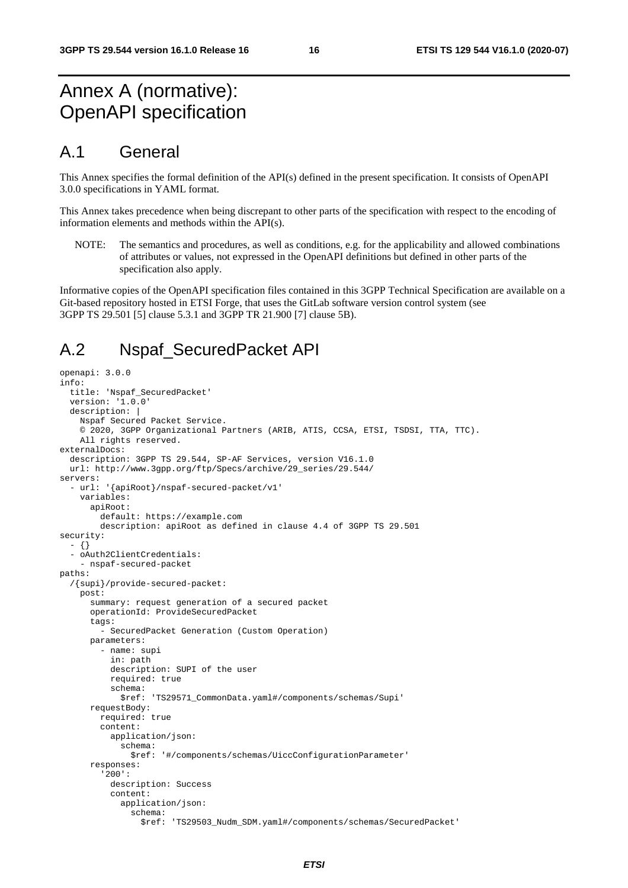# Annex A (normative): OpenAPI specification

## A.1 General

This Annex specifies the formal definition of the API(s) defined in the present specification. It consists of OpenAPI 3.0.0 specifications in YAML format.

This Annex takes precedence when being discrepant to other parts of the specification with respect to the encoding of information elements and methods within the API(s).

NOTE: The semantics and procedures, as well as conditions, e.g. for the applicability and allowed combinations of attributes or values, not expressed in the OpenAPI definitions but defined in other parts of the specification also apply.

Informative copies of the OpenAPI specification files contained in this 3GPP Technical Specification are available on a Git-based repository hosted in ETSI Forge, that uses the GitLab software version control system (see 3GPP TS 29.501 [5] clause 5.3.1 and 3GPP TR 21.900 [7] clause 5B).

## A.2 Nspaf_SecuredPacket API

```
openapi: 3.0.0
info:
  title: 'Nspaf_SecuredPacket'
  version: '1.0.0'
  description: |
    Nspaf Secured Packet Service.
    © 2020, 3GPP Organizational Partners (ARIB, ATIS, CCSA, ETSI, TSDSI, TTA, TTC).
    All rights reserved.
externalDocs:
  description: 3GPP TS 29.544, SP-AF Services, version V16.1.0
  url: http://www.3gpp.org/ftp/Specs/archive/29_series/29.544/
servers:
  - url: '{apiRoot}/nspaf-secured-packet/v1'
    variables:
      apiRoot:
        default: https://example.com
        description: apiRoot as defined in clause 4.4 of 3GPP TS 29.501
security:
  - {}
  - oAuth2ClientCredentials:
    - nspaf-secured-packet
paths:
  /{supi}/provide-secured-packet:
    post:
      summary: request generation of a secured packet
      operationId: ProvideSecuredPacket
      tags:
        - SecuredPacket Generation (Custom Operation)
      parameters:
        - name: supi
          in: path
          description: SUPI of the user
          required: true
          schema:
            $ref: 'TS29571_CommonData.yaml#/components/schemas/Supi'
      requestBody:
        required: true
        content:
          application/json:
            schema:
              $ref: '#/components/schemas/UiccConfigurationParameter'
      responses:
        '200':
          description: Success
          content:
            application/json:
              schema:
                $ref: 'TS29503_Nudm_SDM.yaml#/components/schemas/SecuredPacket'
```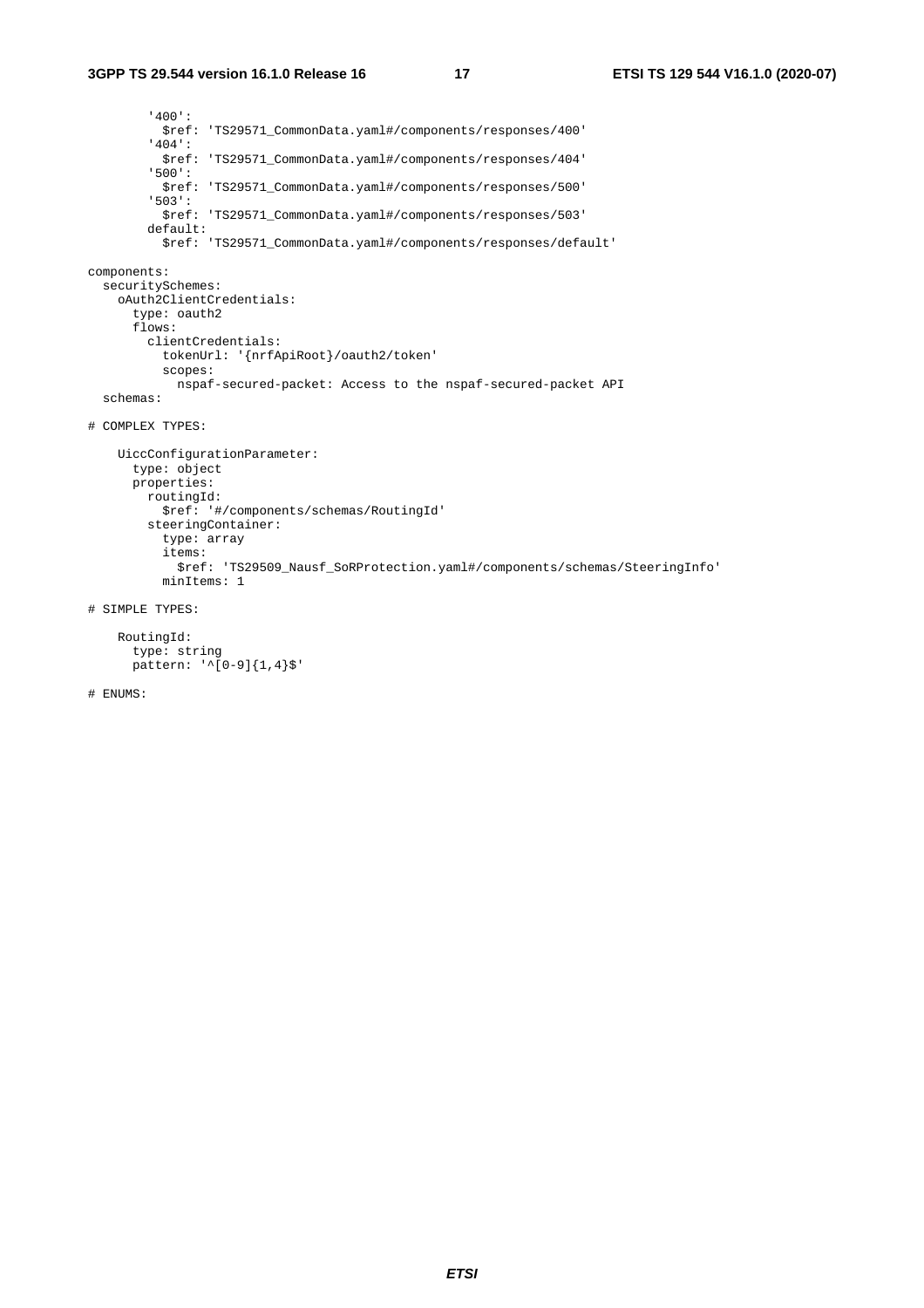```
        '400':
          $ref: 'TS29571_CommonData.yaml#/components/responses/400'
        '404':
          $ref: 'TS29571_CommonData.yaml#/components/responses/404'
        '500':
          $ref: 'TS29571_CommonData.yaml#/components/responses/500'
        '503':
          $ref: 'TS29571_CommonData.yaml#/components/responses/503'
        default:
          $ref: 'TS29571_CommonData.yaml#/components/responses/default'

components:
  securitySchemes:
    oAuth2ClientCredentials:
      type: oauth2
      flows:
        clientCredentials:
          tokenUrl: '{nrfApiRoot}/oauth2/token'
          scopes:
            nspaf-secured-packet: Access to the nspaf-secured-packet API
  schemas:

# COMPLEX TYPES:

    UiccConfigurationParameter:
      type: object
      properties:
        routingId:
          $ref: '#/components/schemas/RoutingId'
        steeringContainer:
          type: array
          items:
            $ref: 'TS29509_Nausf_SoRProtection.yaml#/components/schemas/SteeringInfo'
          minItems: 1

# SIMPLE TYPES:

    RoutingId:
      type: string
      pattern: '^[0-9]{1,4}$'

# ENUMS:
```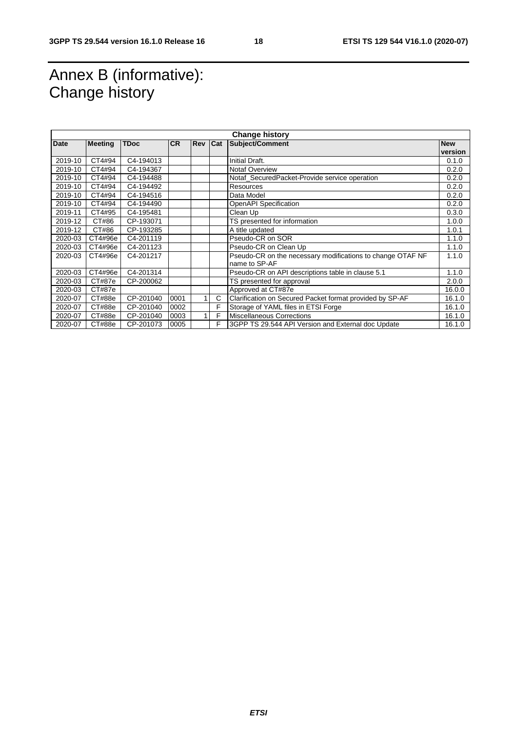# Annex B (informative): Change history

| Change history | | | | | | | |
|---|---|---|---|---|---|---|---|
| **Date** | **Meeting** | **TDoc** | **CR** | **Rev** | **Cat** | **Subject/Comment** | **New version** |
| 2019-10 | CT4#94 | C4-194013 | | | | Initial Draft. | 0.1.0 |
| 2019-10 | CT4#94 | C4-194367 | | | | Notaf Overview | 0.2.0 |
| 2019-10 | CT4#94 | C4-194488 | | | | Notaf_SecuredPacket-Provide service operation | 0.2.0 |
| 2019-10 | CT4#94 | C4-194492 | | | | Resources | 0.2.0 |
| 2019-10 | CT4#94 | C4-194516 | | | | Data Model | 0.2.0 |
| 2019-10 | CT4#94 | C4-194490 | | | | OpenAPI Specification | 0.2.0 |
| 2019-11 | CT4#95 | C4-195481 | | | | Clean Up | 0.3.0 |
| 2019-12 | CT#86 | CP-193071 | | | | TS presented for information | 1.0.0 |
| 2019-12 | CT#86 | CP-193285 | | | | A title updated | 1.0.1 |
| 2020-03 | CT4#96e | C4-201119 | | | | Pseudo-CR on SOR | 1.1.0 |
| 2020-03 | CT4#96e | C4-201123 | | | | Pseudo-CR on Clean Up | 1.1.0 |
| 2020-03 | CT4#96e | C4-201217 | | | | Pseudo-CR on the necessary modifications to change OTAF NF name to SP-AF | 1.1.0 |
| 2020-03 | CT4#96e | C4-201314 | | | | Pseudo-CR on API descriptions table in clause 5.1 | 1.1.0 |
| 2020-03 | CT#87e | CP-200062 | | | | TS presented for approval | 2.0.0 |
| 2020-03 | CT#87e | | | | | Approved at CT#87e | 16.0.0 |
| 2020-07 | CT#88e | CP-201040 | 0001 | 1 | C | Clarification on Secured Packet format provided by SP-AF | 16.1.0 |
| 2020-07 | CT#88e | CP-201040 | 0002 | | F | Storage of YAML files in ETSI Forge | 16.1.0 |
| 2020-07 | CT#88e | CP-201040 | 0003 | 1 | F | Miscellaneous Corrections | 16.1.0 |
| 2020-07 | CT#88e | CP-201073 | 0005 | | F | 3GPP TS 29.544 API Version and External doc Update | 16.1.0 |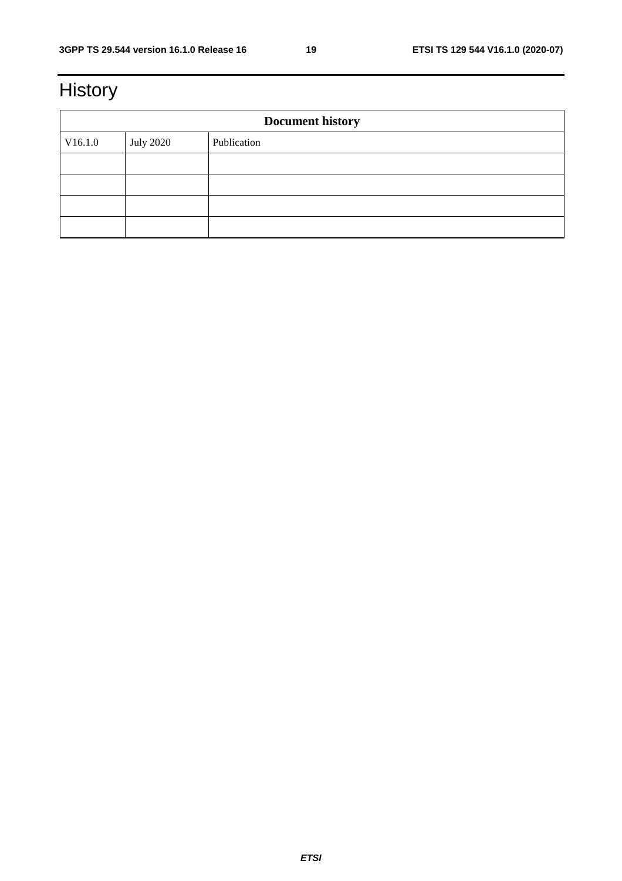# History

| Document history | | |
|---|---|---|
| V16.1.0 | July 2020 | Publication |
| | | |
| | | |
| | | |
| | | |